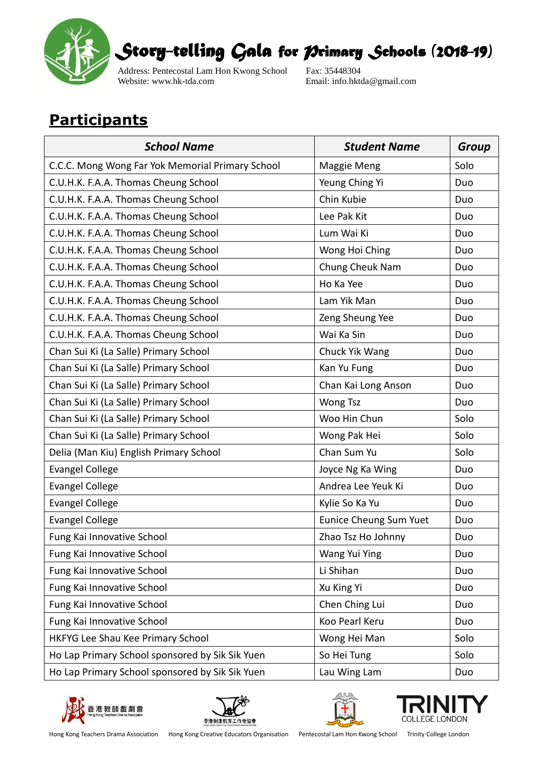# Story-telling Gala for Primary Schools (2018-19)

Address: Pentecostal Lam Hon Kwong School
Website: www.hk-tda.com

Fax: 35448304
Email: info.hktda@gmail.com

## Participants

| School Name | Student Name | Group |
|---|---|---|
| C.C.C. Mong Wong Far Yok Memorial Primary School | Maggie Meng | Solo |
| C.U.H.K. F.A.A. Thomas Cheung School | Yeung Ching Yi | Duo |
| C.U.H.K. F.A.A. Thomas Cheung School | Chin Kubie | Duo |
| C.U.H.K. F.A.A. Thomas Cheung School | Lee Pak Kit | Duo |
| C.U.H.K. F.A.A. Thomas Cheung School | Lum Wai Ki | Duo |
| C.U.H.K. F.A.A. Thomas Cheung School | Wong Hoi Ching | Duo |
| C.U.H.K. F.A.A. Thomas Cheung School | Chung Cheuk Nam | Duo |
| C.U.H.K. F.A.A. Thomas Cheung School | Ho Ka Yee | Duo |
| C.U.H.K. F.A.A. Thomas Cheung School | Lam Yik Man | Duo |
| C.U.H.K. F.A.A. Thomas Cheung School | Zeng Sheung Yee | Duo |
| C.U.H.K. F.A.A. Thomas Cheung School | Wai Ka Sin | Duo |
| Chan Sui Ki (La Salle) Primary School | Chuck Yik Wang | Duo |
| Chan Sui Ki (La Salle) Primary School | Kan Yu Fung | Duo |
| Chan Sui Ki (La Salle) Primary School | Chan Kai Long Anson | Duo |
| Chan Sui Ki (La Salle) Primary School | Wong Tsz | Duo |
| Chan Sui Ki (La Salle) Primary School | Woo Hin Chun | Solo |
| Chan Sui Ki (La Salle) Primary School | Wong Pak Hei | Solo |
| Delia (Man Kiu) English Primary School | Chan Sum Yu | Solo |
| Evangel College | Joyce Ng Ka Wing | Duo |
| Evangel College | Andrea Lee Yeuk Ki | Duo |
| Evangel College | Kylie So Ka Yu | Duo |
| Evangel College | Eunice Cheung Sum Yuet | Duo |
| Fung Kai Innovative School | Zhao Tsz Ho Johnny | Duo |
| Fung Kai Innovative School | Wang Yui Ying | Duo |
| Fung Kai Innovative School | Li Shihan | Duo |
| Fung Kai Innovative School | Xu King Yi | Duo |
| Fung Kai Innovative School | Chen Ching Lui | Duo |
| Fung Kai Innovative School | Koo Pearl Keru | Duo |
| HKFYG Lee Shau Kee Primary School | Wong Hei Man | Solo |
| Ho Lap Primary School sponsored by Sik Sik Yuen | So Hei Tung | Solo |
| Ho Lap Primary School sponsored by Sik Sik Yuen | Lau Wing Lam | Duo |

Hong Kong Teachers Drama Association　Hong Kong Creative Educators Organisation　Pentecostal Lam Hon Kwong School　Trinity College London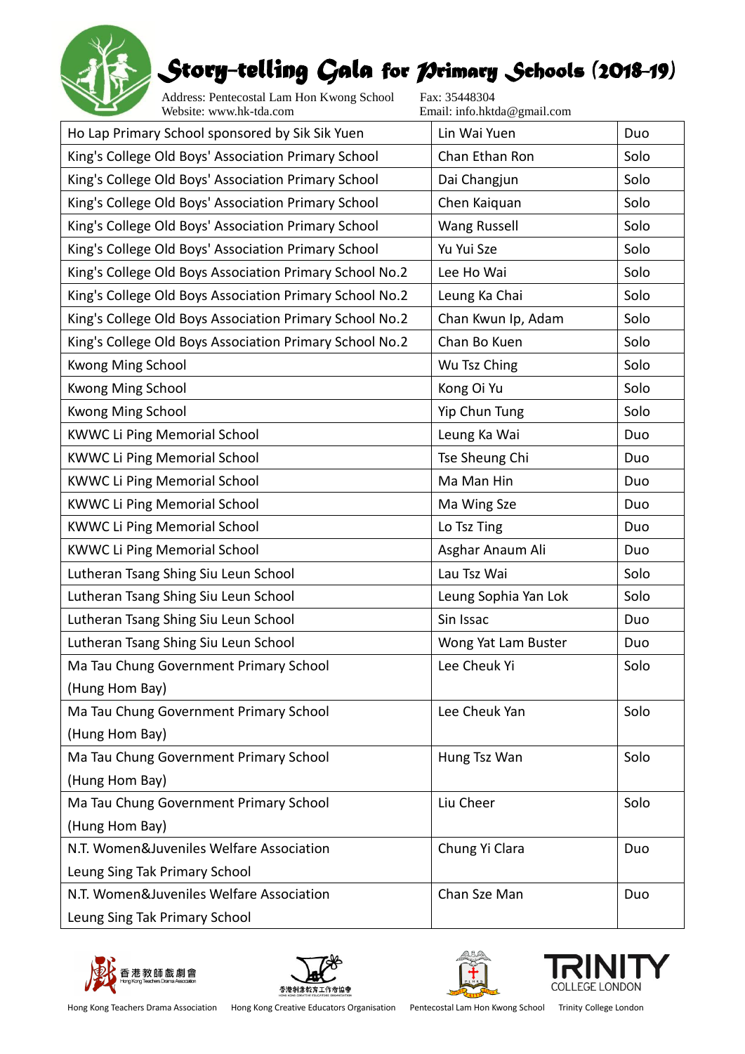# Story-telling Gala for Primary Schools (2018-19)

Address: Pentecostal Lam Hon Kwong School
Website: www.hk-tda.com

Fax: 35448304
Email: info.hktda@gmail.com

| | | |
|---|---|---|
| Ho Lap Primary School sponsored by Sik Sik Yuen | Lin Wai Yuen | Duo |
| King's College Old Boys' Association Primary School | Chan Ethan Ron | Solo |
| King's College Old Boys' Association Primary School | Dai Changjun | Solo |
| King's College Old Boys' Association Primary School | Chen Kaiquan | Solo |
| King's College Old Boys' Association Primary School | Wang Russell | Solo |
| King's College Old Boys' Association Primary School | Yu Yui Sze | Solo |
| King's College Old Boys Association Primary School No.2 | Lee Ho Wai | Solo |
| King's College Old Boys Association Primary School No.2 | Leung Ka Chai | Solo |
| King's College Old Boys Association Primary School No.2 | Chan Kwun Ip, Adam | Solo |
| King's College Old Boys Association Primary School No.2 | Chan Bo Kuen | Solo |
| Kwong Ming School | Wu Tsz Ching | Solo |
| Kwong Ming School | Kong Oi Yu | Solo |
| Kwong Ming School | Yip Chun Tung | Solo |
| KWWC Li Ping Memorial School | Leung Ka Wai | Duo |
| KWWC Li Ping Memorial School | Tse Sheung Chi | Duo |
| KWWC Li Ping Memorial School | Ma Man Hin | Duo |
| KWWC Li Ping Memorial School | Ma Wing Sze | Duo |
| KWWC Li Ping Memorial School | Lo Tsz Ting | Duo |
| KWWC Li Ping Memorial School | Asghar Anaum Ali | Duo |
| Lutheran Tsang Shing Siu Leun School | Lau Tsz Wai | Solo |
| Lutheran Tsang Shing Siu Leun School | Leung Sophia Yan Lok | Solo |
| Lutheran Tsang Shing Siu Leun School | Sin Issac | Duo |
| Lutheran Tsang Shing Siu Leun School | Wong Yat Lam Buster | Duo |
| Ma Tau Chung Government Primary School (Hung Hom Bay) | Lee Cheuk Yi | Solo |
| Ma Tau Chung Government Primary School (Hung Hom Bay) | Lee Cheuk Yan | Solo |
| Ma Tau Chung Government Primary School (Hung Hom Bay) | Hung Tsz Wan | Solo |
| Ma Tau Chung Government Primary School (Hung Hom Bay) | Liu Cheer | Solo |
| N.T. Women&Juveniles Welfare Association Leung Sing Tak Primary School | Chung Yi Clara | Duo |
| N.T. Women&Juveniles Welfare Association Leung Sing Tak Primary School | Chan Sze Man | Duo |

Hong Kong Teachers Drama Association　Hong Kong Creative Educators Organisation　Pentecostal Lam Hon Kwong School　Trinity College London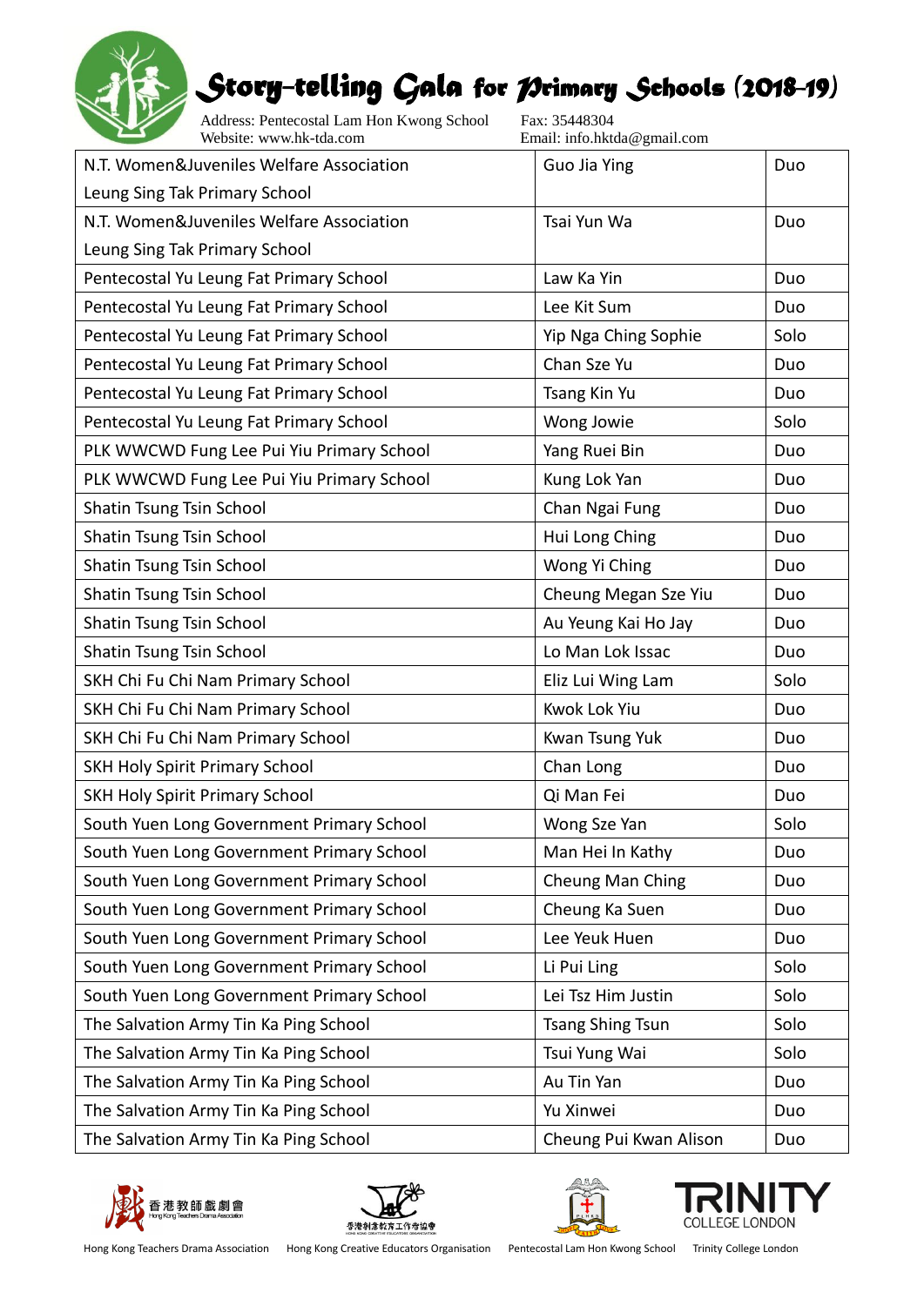| | | |
|---|---|---|
| N.T. Women&Juveniles Welfare Association Leung Sing Tak Primary School | Guo Jia Ying | Duo |
| N.T. Women&Juveniles Welfare Association Leung Sing Tak Primary School | Tsai Yun Wa | Duo |
| Pentecostal Yu Leung Fat Primary School | Law Ka Yin | Duo |
| Pentecostal Yu Leung Fat Primary School | Lee Kit Sum | Duo |
| Pentecostal Yu Leung Fat Primary School | Yip Nga Ching Sophie | Solo |
| Pentecostal Yu Leung Fat Primary School | Chan Sze Yu | Duo |
| Pentecostal Yu Leung Fat Primary School | Tsang Kin Yu | Duo |
| Pentecostal Yu Leung Fat Primary School | Wong Jowie | Solo |
| PLK WWCWD Fung Lee Pui Yiu Primary School | Yang Ruei Bin | Duo |
| PLK WWCWD Fung Lee Pui Yiu Primary School | Kung Lok Yan | Duo |
| Shatin Tsung Tsin School | Chan Ngai Fung | Duo |
| Shatin Tsung Tsin School | Hui Long Ching | Duo |
| Shatin Tsung Tsin School | Wong Yi Ching | Duo |
| Shatin Tsung Tsin School | Cheung Megan Sze Yiu | Duo |
| Shatin Tsung Tsin School | Au Yeung Kai Ho Jay | Duo |
| Shatin Tsung Tsin School | Lo Man Lok Issac | Duo |
| SKH Chi Fu Chi Nam Primary School | Eliz Lui Wing Lam | Solo |
| SKH Chi Fu Chi Nam Primary School | Kwok Lok Yiu | Duo |
| SKH Chi Fu Chi Nam Primary School | Kwan Tsung Yuk | Duo |
| SKH Holy Spirit Primary School | Chan Long | Duo |
| SKH Holy Spirit Primary School | Qi Man Fei | Duo |
| South Yuen Long Government Primary School | Wong Sze Yan | Solo |
| South Yuen Long Government Primary School | Man Hei In Kathy | Duo |
| South Yuen Long Government Primary School | Cheung Man Ching | Duo |
| South Yuen Long Government Primary School | Cheung Ka Suen | Duo |
| South Yuen Long Government Primary School | Lee Yeuk Huen | Duo |
| South Yuen Long Government Primary School | Li Pui Ling | Solo |
| South Yuen Long Government Primary School | Lei Tsz Him Justin | Solo |
| The Salvation Army Tin Ka Ping School | Tsang Shing Tsun | Solo |
| The Salvation Army Tin Ka Ping School | Tsui Yung Wai | Solo |
| The Salvation Army Tin Ka Ping School | Au Tin Yan | Duo |
| The Salvation Army Tin Ka Ping School | Yu Xinwei | Duo |
| The Salvation Army Tin Ka Ping School | Cheung Pui Kwan Alison | Duo |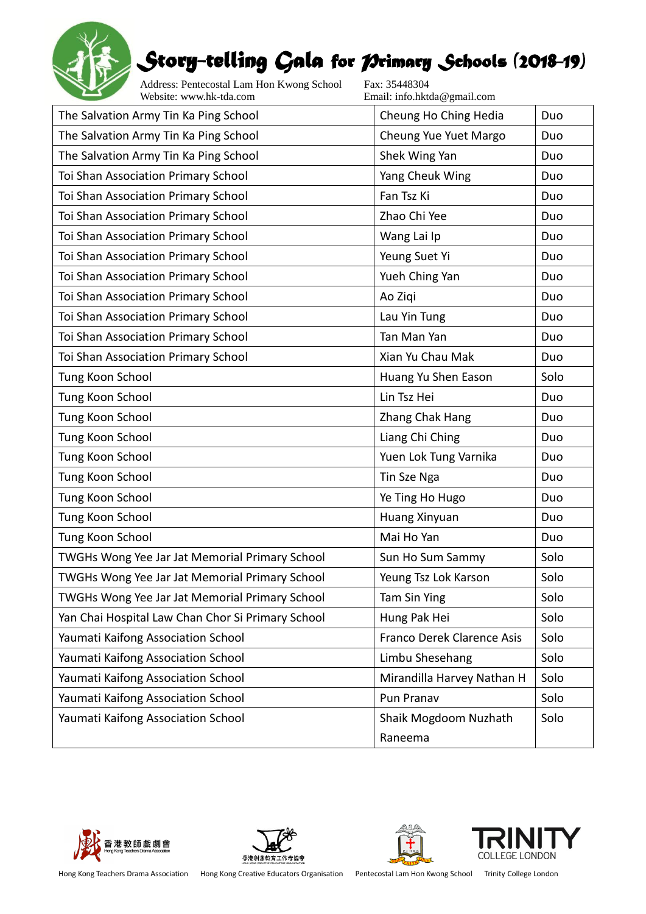| | | |
|---|---|---|
| The Salvation Army Tin Ka Ping School | Cheung Ho Ching Hedia | Duo |
| The Salvation Army Tin Ka Ping School | Cheung Yue Yuet Margo | Duo |
| The Salvation Army Tin Ka Ping School | Shek Wing Yan | Duo |
| Toi Shan Association Primary School | Yang Cheuk Wing | Duo |
| Toi Shan Association Primary School | Fan Tsz Ki | Duo |
| Toi Shan Association Primary School | Zhao Chi Yee | Duo |
| Toi Shan Association Primary School | Wang Lai Ip | Duo |
| Toi Shan Association Primary School | Yeung Suet Yi | Duo |
| Toi Shan Association Primary School | Yueh Ching Yan | Duo |
| Toi Shan Association Primary School | Ao Ziqi | Duo |
| Toi Shan Association Primary School | Lau Yin Tung | Duo |
| Toi Shan Association Primary School | Tan Man Yan | Duo |
| Toi Shan Association Primary School | Xian Yu Chau Mak | Duo |
| Tung Koon School | Huang Yu Shen Eason | Solo |
| Tung Koon School | Lin Tsz Hei | Duo |
| Tung Koon School | Zhang Chak Hang | Duo |
| Tung Koon School | Liang Chi Ching | Duo |
| Tung Koon School | Yuen Lok Tung Varnika | Duo |
| Tung Koon School | Tin Sze Nga | Duo |
| Tung Koon School | Ye Ting Ho Hugo | Duo |
| Tung Koon School | Huang Xinyuan | Duo |
| Tung Koon School | Mai Ho Yan | Duo |
| TWGHs Wong Yee Jar Jat Memorial Primary School | Sun Ho Sum Sammy | Solo |
| TWGHs Wong Yee Jar Jat Memorial Primary School | Yeung Tsz Lok Karson | Solo |
| TWGHs Wong Yee Jar Jat Memorial Primary School | Tam Sin Ying | Solo |
| Yan Chai Hospital Law Chan Chor Si Primary School | Hung Pak Hei | Solo |
| Yaumati Kaifong Association School | Franco Derek Clarence Asis | Solo |
| Yaumati Kaifong Association School | Limbu Shesehang | Solo |
| Yaumati Kaifong Association School | Mirandilla Harvey Nathan H | Solo |
| Yaumati Kaifong Association School | Pun Pranav | Solo |
| Yaumati Kaifong Association School | Shaik Mogdoom Nuzhath Raneema | Solo |

Hong Kong Teachers Drama Association    Hong Kong Creative Educators Organisation    Pentecostal Lam Hon Kwong School    Trinity College London